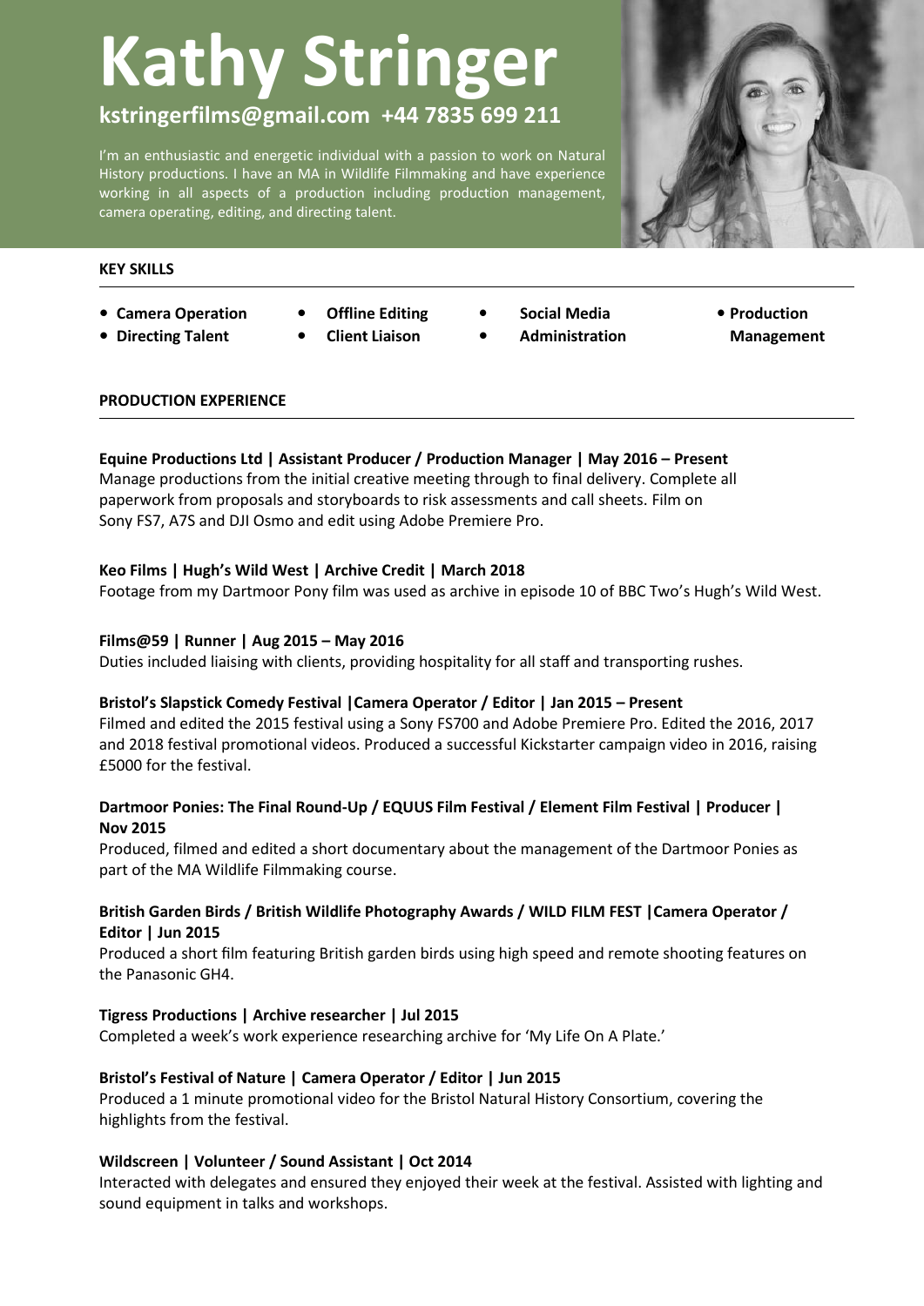# Kathy Stringer

**kstringerfilms@gmail.com +44 7835 699 211**

I'm an enthusiastic and energetic individual with a passion to work on Natural History productions. I have an MA in Wildlife Filmmaking and have experience working in all aspects of a production including production management, camera operating, editing, and directing talent.

## KEY SKILLS

- **Camera Operation**
- **Directing Talent**
- **Offline Editing**
- **Client Liaison**
- **Social Media**
- **Administration**
- **Production Management**

## PRODUCTION EXPERIENCE

**Equine Productions Ltd | Assistant Producer / Production Manager | May 2016 – Present**
Manage productions from the initial creative meeting through to final delivery. Complete all paperwork from proposals and storyboards to risk assessments and call sheets. Film on Sony FS7, A7S and DJI Osmo and edit using Adobe Premiere Pro.

**Keo Films | Hugh's Wild West | Archive Credit | March 2018**
Footage from my Dartmoor Pony film was used as archive in episode 10 of BBC Two's Hugh's Wild West.

**Films@59 | Runner | Aug 2015 – May 2016**
Duties included liaising with clients, providing hospitality for all staff and transporting rushes.

**Bristol's Slapstick Comedy Festival |Camera Operator / Editor | Jan 2015 – Present**
Filmed and edited the 2015 festival using a Sony FS700 and Adobe Premiere Pro. Edited the 2016, 2017 and 2018 festival promotional videos. Produced a successful Kickstarter campaign video in 2016, raising £5000 for the festival.

**Dartmoor Ponies: The Final Round-Up / EQUUS Film Festival / Element Film Festival | Producer | Nov 2015**
Produced, filmed and edited a short documentary about the management of the Dartmoor Ponies as part of the MA Wildlife Filmmaking course.

**British Garden Birds / British Wildlife Photography Awards / WILD FILM FEST |Camera Operator / Editor | Jun 2015**
Produced a short film featuring British garden birds using high speed and remote shooting features on the Panasonic GH4.

**Tigress Productions | Archive researcher | Jul 2015**
Completed a week's work experience researching archive for 'My Life On A Plate.'

**Bristol's Festival of Nature | Camera Operator / Editor | Jun 2015**
Produced a 1 minute promotional video for the Bristol Natural History Consortium, covering the highlights from the festival.

**Wildscreen | Volunteer / Sound Assistant | Oct 2014**
Interacted with delegates and ensured they enjoyed their week at the festival. Assisted with lighting and sound equipment in talks and workshops.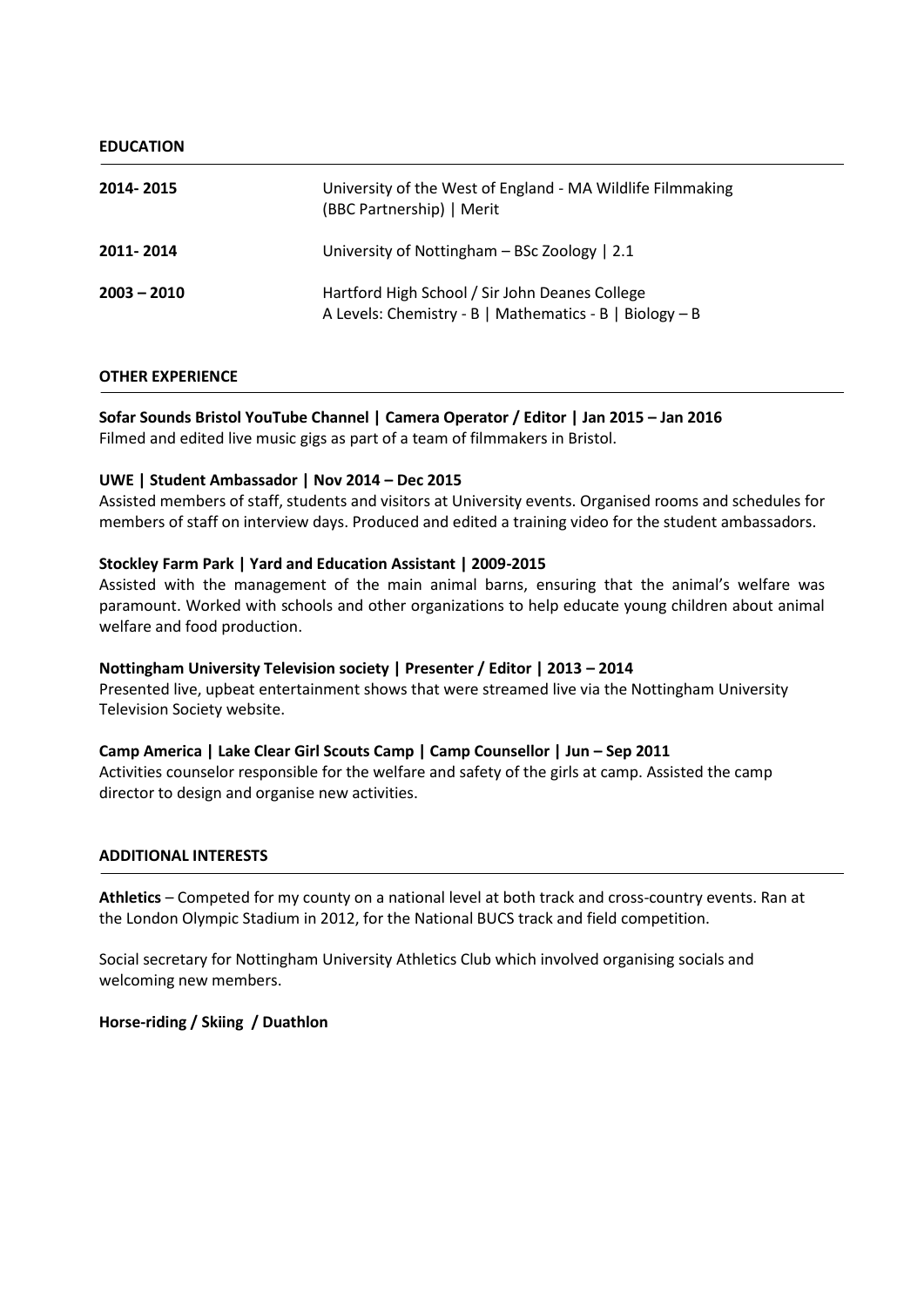## EDUCATION

| | |
|---|---|
| **2014- 2015** | University of the West of England - MA Wildlife Filmmaking (BBC Partnership) \| Merit |
| **2011- 2014** | University of Nottingham – BSc Zoology \| 2.1 |
| **2003 – 2010** | Hartford High School / Sir John Deanes College<br>A Levels: Chemistry - B \| Mathematics - B \| Biology – B |

## OTHER EXPERIENCE

**Sofar Sounds Bristol YouTube Channel | Camera Operator / Editor | Jan 2015 – Jan 2016**
Filmed and edited live music gigs as part of a team of filmmakers in Bristol.

**UWE | Student Ambassador | Nov 2014 – Dec 2015**
Assisted members of staff, students and visitors at University events. Organised rooms and schedules for members of staff on interview days. Produced and edited a training video for the student ambassadors.

**Stockley Farm Park | Yard and Education Assistant | 2009-2015**
Assisted with the management of the main animal barns, ensuring that the animal's welfare was paramount. Worked with schools and other organizations to help educate young children about animal welfare and food production.

**Nottingham University Television society | Presenter / Editor | 2013 – 2014**
Presented live, upbeat entertainment shows that were streamed live via the Nottingham University Television Society website.

**Camp America | Lake Clear Girl Scouts Camp | Camp Counsellor | Jun – Sep 2011**
Activities counselor responsible for the welfare and safety of the girls at camp. Assisted the camp director to design and organise new activities.

## ADDITIONAL INTERESTS

**Athletics** – Competed for my county on a national level at both track and cross-country events. Ran at the London Olympic Stadium in 2012, for the National BUCS track and field competition.

Social secretary for Nottingham University Athletics Club which involved organising socials and welcoming new members.

**Horse-riding / Skiing / Duathlon**